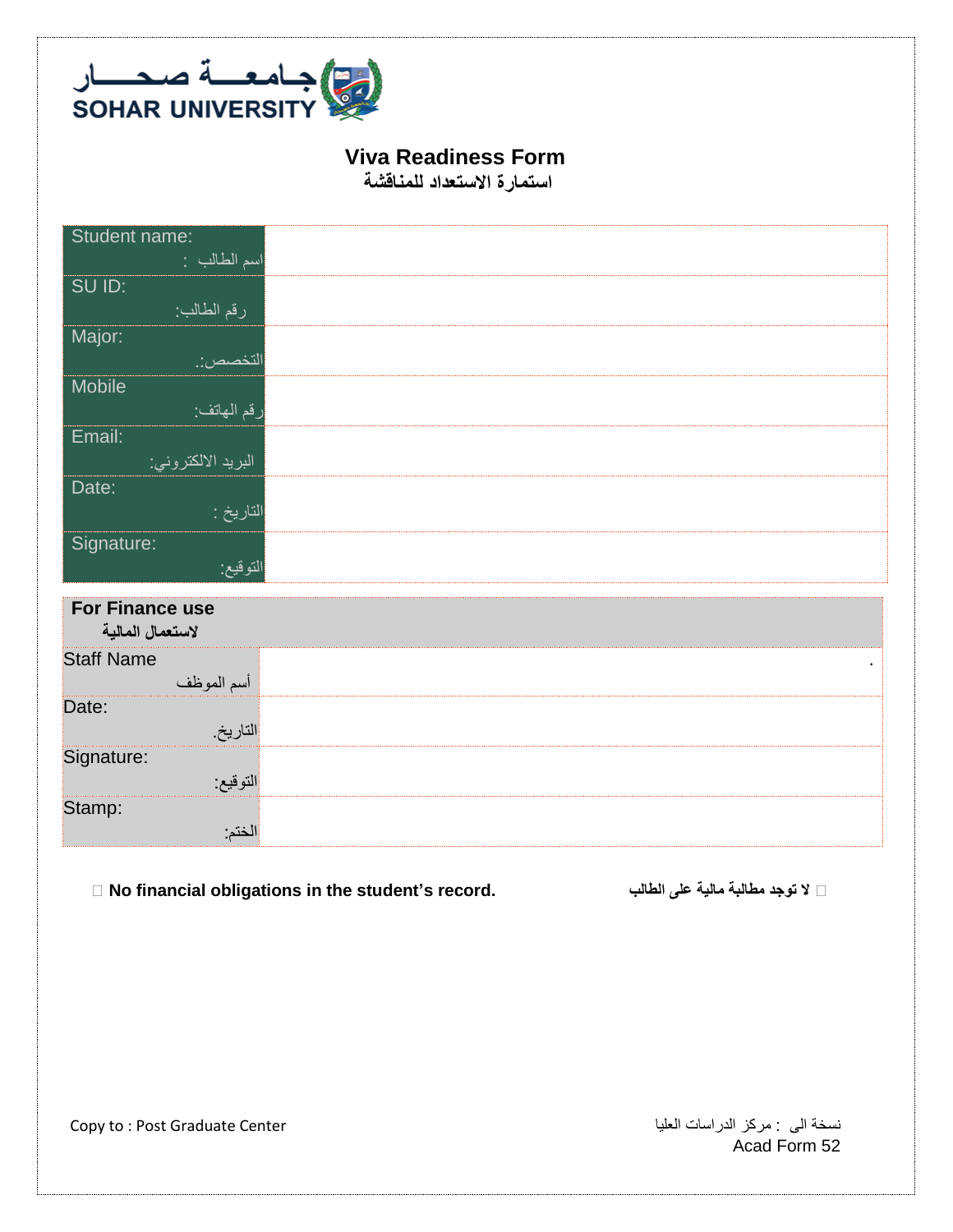جـامعــــة صحـــــار
SOHAR UNIVERSITY

# Viva Readiness Form
## استمارة الاستعداد للمناقشة

| | |
|---|---|
| Student name: اسم الطالب : | |
| SU ID: رقم الطالب: | |
| Major: التخصص:. | |
| Mobile رقم الهاتف: | |
| Email: البريد الالكتروني: | |
| Date: التاريخ : | |
| Signature: التوقيع: | |

| **For Finance use** **لاستعمال المالية** | |
|---|---|
| Staff Name أسم الموظف | . |
| Date: التاريخ. | |
| Signature: التوقيع: | |
| Stamp: الختم: | |

☐ **No financial obligations in the student's record.** ☐ **لا توجد مطالبة مالية على الطالب**

Copy to : Post Graduate Center نسخة الى : مركز الدراسات العليا

Acad Form 52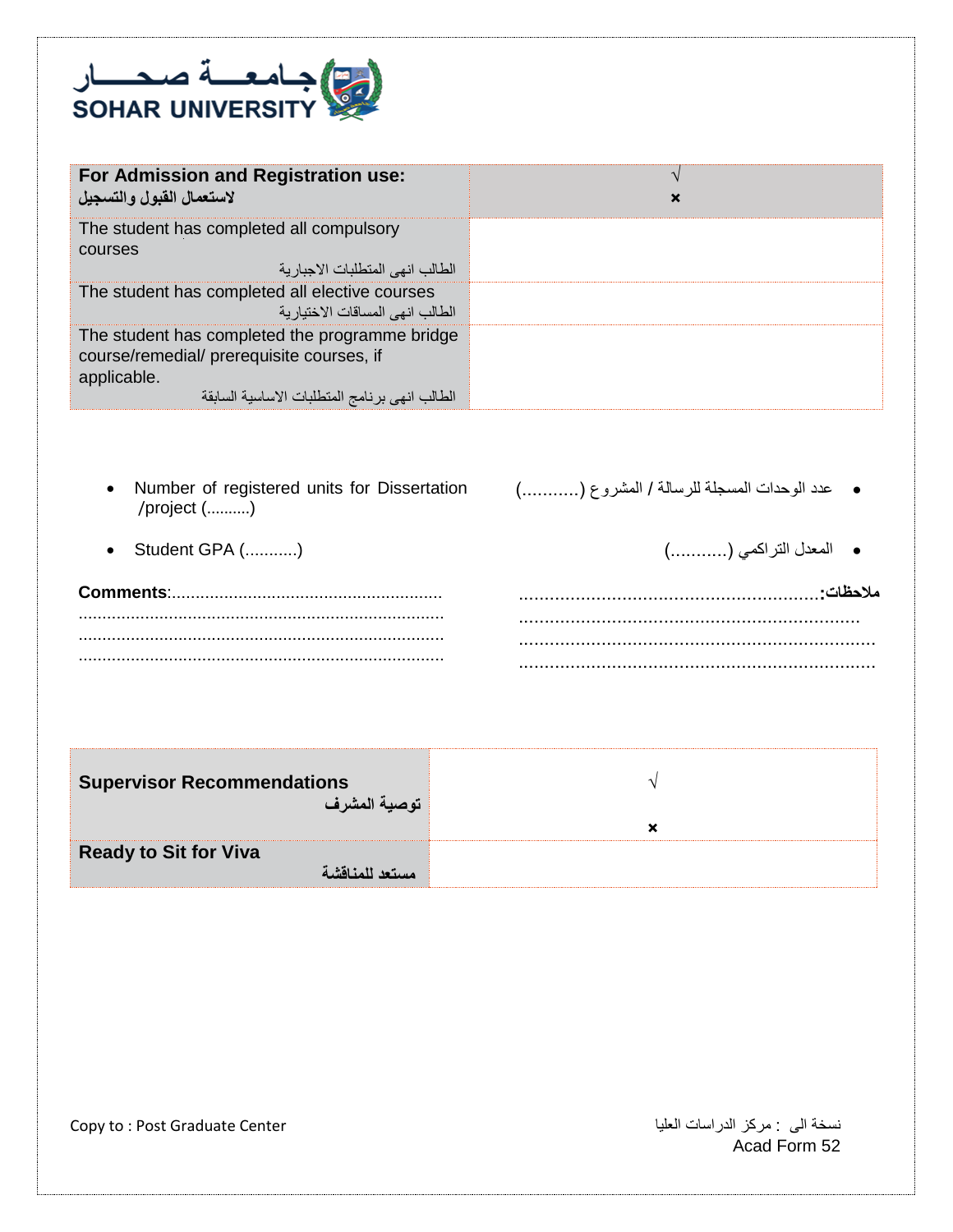جامعـــة صحـــار
SOHAR UNIVERSITY

| For Admission and Registration use: لاستعمال القبول والتسجيل | √ × |
| --- | --- |
| The student has completed all compulsory courses الطالب انهى المتطلبات الاجبارية | |
| The student has completed all elective courses الطالب انهى المساقات الاختيارية | |
| The student has completed the programme bridge course/remedial/ prerequisite courses, if applicable. الطالب انهى برنامج المتطلبات الاساسية السابقة | |

- Number of registered units for Dissertation /project (..........)
- Student GPA (...........)

- عدد الوحدات المسجلة للرسالة / المشروع (...........)
- المعدل التراكمي (...........)

**Comments**:........................................................
............................................................................
............................................................................
............................................................................

**ملاحظات:**.........................................................
..................................................................
.....................................................................
.....................................................................

| Supervisor Recommendations توصية المشرف | √ × |
| --- | --- |
| Ready to Sit for Viva مستعد للمناقشة | |

Copy to : Post Graduate Center

نسخة الى : مركز الدراسات العليا

Acad Form 52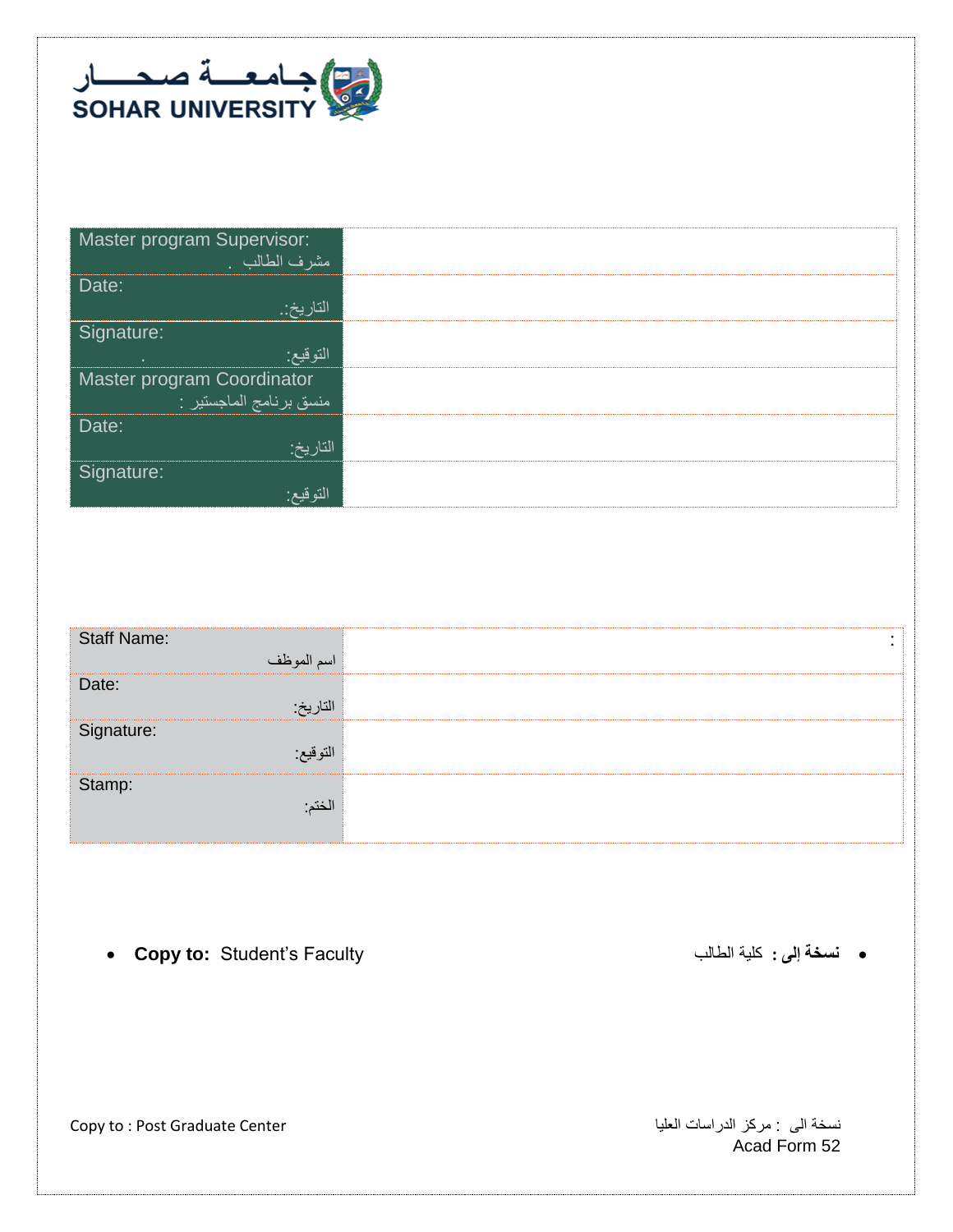جامعــــة صحــــار
SOHAR UNIVERSITY

| | |
|---|---|
| Master program Supervisor: مشرف الطالب . | |
| Date: التاريخ:. | |
| Signature: التوقيع: . | |
| Master program Coordinator منسق برنامج الماجستير : | |
| Date: التاريخ: | |
| Signature: التوقيع: | |

| | |
|---|---|
| Staff Name: اسم الموظف | : |
| Date: التاريخ: | |
| Signature: التوقيع: | |
| Stamp: الختم: | |

- **Copy to:** Student's Faculty
- **نسخة إلى :** كلية الطالب

Copy to : Post Graduate Center

نسخة الى : مركز الدراسات العليا

Acad Form 52